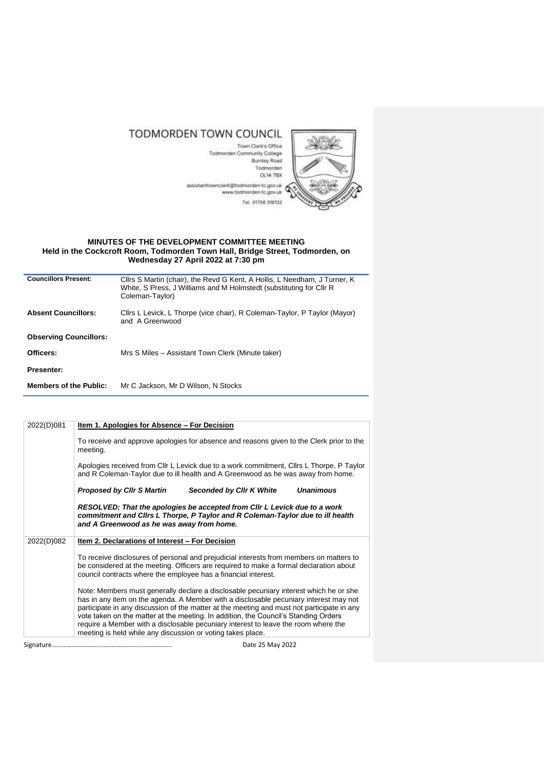# TODMORDEN TOWN COUNCIL

Town Clerk's Office
Todmorden Community College
Burnley Road
Todmorden
OL14 7BX
assistanttownclerk@todmorden-tc.gov.uk
www.todmorden-tc.gov.uk
Tel: 01706 318132

## MINUTES OF THE DEVELOPMENT COMMITTEE MEETING
### Held in the Cockcroft Room, Todmorden Town Hall, Bridge Street, Todmorden, on Wednesday 27 April 2022 at 7:30 pm

| | |
|---|---|
| **Councillors Present:** | Cllrs S Martin (chair), the Revd G Kent, A Hollis, L Needham, J Turner, K White, S Press, J Williams and M Holmstedt (substituting for Cllr R Coleman-Taylor) |
| **Absent Councillors:** | Cllrs L Levick, L Thorpe (vice chair), R Coleman-Taylor, P Taylor (Mayor) and A Greenwood |
| **Observing Councillors:** | |
| **Officers:** | Mrs S Miles – Assistant Town Clerk (Minute taker) |
| **Presenter:** | |
| **Members of the Public:** | Mr C Jackson, Mr D Wilson, N Stocks |

| | |
|---|---|
| 2022(D)081 | **Item 1. Apologies for Absence – For Decision**<br><br>To receive and approve apologies for absence and reasons given to the Clerk prior to the meeting.<br><br>Apologies received from Cllr L Levick due to a work commitment, Cllrs L Thorpe, P Taylor and R Coleman-Taylor due to ill health and A Greenwood as he was away from home.<br><br>***Proposed by Cllr S Martin*** ***Seconded by Cllr K White*** ***Unanimous***<br><br>***RESOLVED: That the apologies be accepted from Cllr L Levick due to a work commitment and Cllrs L Thorpe, P Taylor and R Coleman-Taylor due to ill health and A Greenwood as he was away from home.*** |
| 2022(D)082 | **Item 2. Declarations of Interest – For Decision**<br><br>To receive disclosures of personal and prejudicial interests from members on matters to be considered at the meeting. Officers are required to make a formal declaration about council contracts where the employee has a financial interest.<br><br>Note: Members must generally declare a disclosable pecuniary interest which he or she has in any item on the agenda. A Member with a disclosable pecuniary interest may not participate in any discussion of the matter at the meeting and must not participate in any vote taken on the matter at the meeting. In addition, the Council's Standing Orders require a Member with a disclosable pecuniary interest to leave the room where the meeting is held while any discussion or voting takes place. |

Signature…………………………………………………………… Date 25 May 2022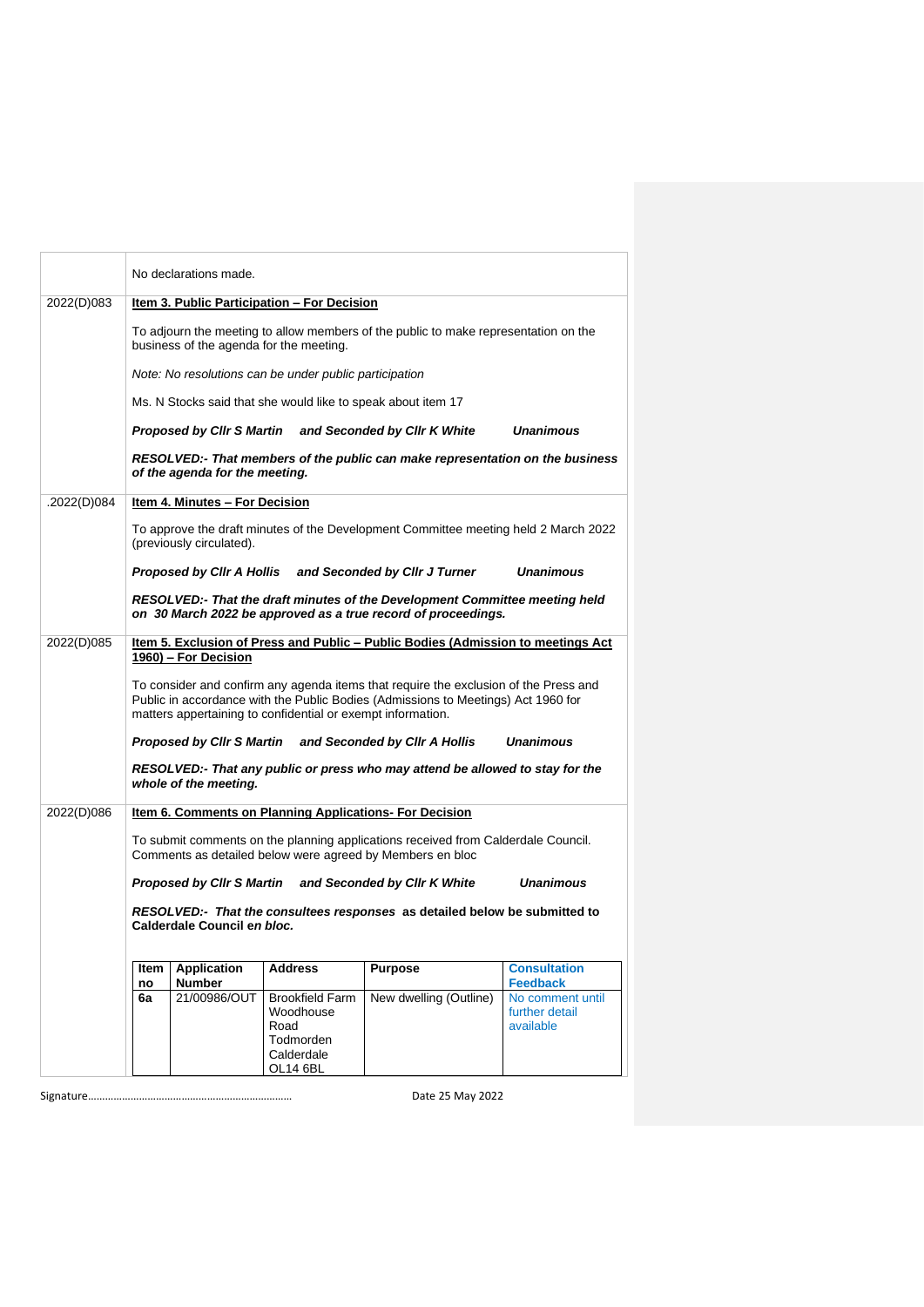| | |
|---|---|
| | No declarations made. |
| 2022(D)083 | **Item 3. Public Participation – For Decision**<br><br>To adjourn the meeting to allow members of the public to make representation on the business of the agenda for the meeting.<br><br>*Note: No resolutions can be under public participation*<br><br>Ms. N Stocks said that she would like to speak about item 17<br><br>***Proposed by Cllr S Martin and Seconded by Cllr K White Unanimous***<br><br>***RESOLVED:- That members of the public can make representation on the business of the agenda for the meeting.*** |
| .2022(D)084 | **Item 4. Minutes – For Decision**<br><br>To approve the draft minutes of the Development Committee meeting held 2 March 2022 (previously circulated).<br><br>***Proposed by Cllr A Hollis and Seconded by Cllr J Turner Unanimous***<br><br>***RESOLVED:- That the draft minutes of the Development Committee meeting held on 30 March 2022 be approved as a true record of proceedings.*** |
| 2022(D)085 | **Item 5. Exclusion of Press and Public – Public Bodies (Admission to meetings Act 1960) – For Decision**<br><br>To consider and confirm any agenda items that require the exclusion of the Press and Public in accordance with the Public Bodies (Admissions to Meetings) Act 1960 for matters appertaining to confidential or exempt information.<br><br>***Proposed by Cllr S Martin and Seconded by Cllr A Hollis Unanimous***<br><br>***RESOLVED:- That any public or press who may attend be allowed to stay for the whole of the meeting.*** |
| 2022(D)086 | **Item 6. Comments on Planning Applications- For Decision**<br><br>To submit comments on the planning applications received from Calderdale Council. Comments as detailed below were agreed by Members en bloc<br><br>***Proposed by Cllr S Martin and Seconded by Cllr K White Unanimous***<br><br>***RESOLVED:- That the consultees responses as detailed below be submitted to Calderdale Council en bloc.*** |

| Item no | Application Number | Address | Purpose | Consultation Feedback |
|---|---|---|---|---|
| 6a | 21/00986/OUT | Brookfield Farm Woodhouse Road Todmorden Calderdale OL14 6BL | New dwelling (Outline) | No comment until further detail available |

Signature…………………………………………………………… Date 25 May 2022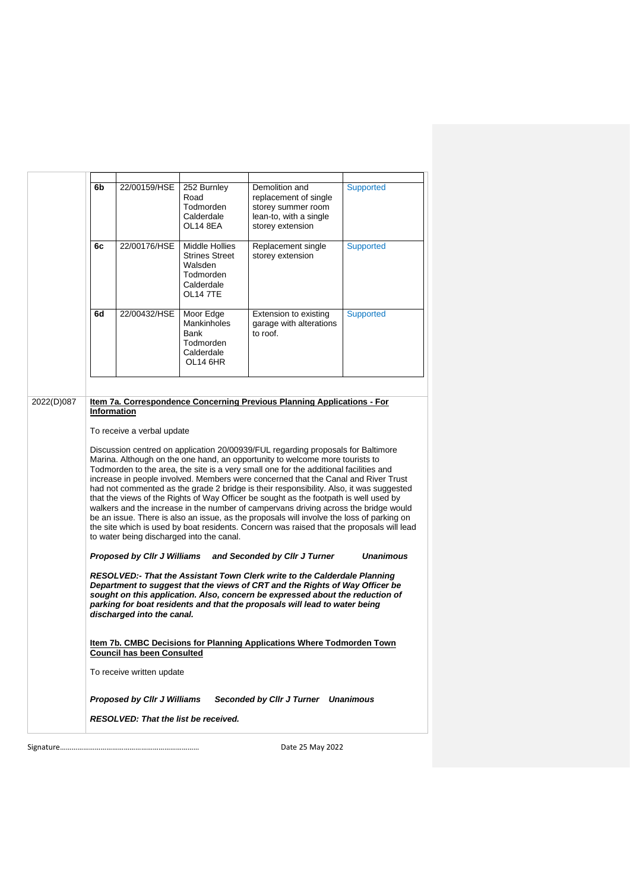| | | | | |
|---|---|---|---|---|
| 6b | 22/00159/HSE | 252 Burnley Road Todmorden Calderdale OL14 8EA | Demolition and replacement of single storey summer room lean-to, with a single storey extension | Supported |
| 6c | 22/00176/HSE | Middle Hollies Strines Street Walsden Todmorden Calderdale OL14 7TE | Replacement single storey extension | Supported |
| 6d | 22/00432/HSE | Moor Edge Mankinholes Bank Todmorden Calderdale OL14 6HR | Extension to existing garage with alterations to roof. | Supported |

2022(D)087

**Item 7a. Correspondence Concerning Previous Planning Applications - For Information**

To receive a verbal update

Discussion centred on application 20/00939/FUL regarding proposals for Baltimore Marina. Although on the one hand, an opportunity to welcome more tourists to Todmorden to the area, the site is a very small one for the additional facilities and increase in people involved. Members were concerned that the Canal and River Trust had not commented as the grade 2 bridge is their responsibility. Also, it was suggested that the views of the Rights of Way Officer be sought as the footpath is well used by walkers and the increase in the number of campervans driving across the bridge would be an issue. There is also an issue, as the proposals will involve the loss of parking on the site which is used by boat residents. Concern was raised that the proposals will lead to water being discharged into the canal.

***Proposed by Cllr J Williams and Seconded by Cllr J Turner Unanimous***

***RESOLVED:- That the Assistant Town Clerk write to the Calderdale Planning Department to suggest that the views of CRT and the Rights of Way Officer be sought on this application. Also, concern be expressed about the reduction of parking for boat residents and that the proposals will lead to water being discharged into the canal.***

**Item 7b. CMBC Decisions for Planning Applications Where Todmorden Town Council has been Consulted**

To receive written update

***Proposed by Cllr J Williams Seconded by Cllr J Turner Unanimous***

***RESOLVED: That the list be received.***

Signature………………………………………………………………… Date 25 May 2022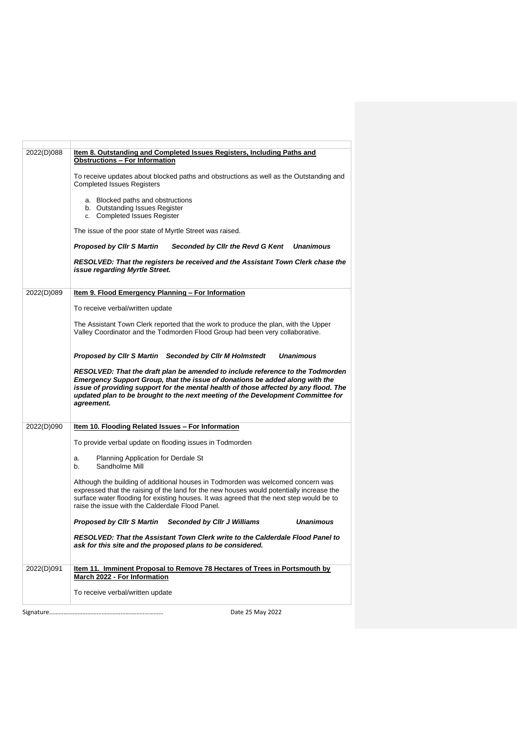| | |
|---|---|
| 2022(D)088 | **Item 8. Outstanding and Completed Issues Registers, Including Paths and Obstructions – For Information**<br><br>To receive updates about blocked paths and obstructions as well as the Outstanding and Completed Issues Registers<br><br>a. Blocked paths and obstructions<br>b. Outstanding Issues Register<br>c. Completed Issues Register<br><br>The issue of the poor state of Myrtle Street was raised.<br><br>***Proposed by Cllr S Martin Seconded by Cllr the Revd G Kent Unanimous***<br><br>***RESOLVED: That the registers be received and the Assistant Town Clerk chase the issue regarding Myrtle Street.*** |
| 2022(D)089 | **Item 9. Flood Emergency Planning – For Information**<br><br>To receive verbal/written update<br><br>The Assistant Town Clerk reported that the work to produce the plan, with the Upper Valley Coordinator and the Todmorden Flood Group had been very collaborative.<br><br>***Proposed by Cllr S Martin Seconded by Cllr M Holmstedt Unanimous***<br><br>***RESOLVED: That the draft plan be amended to include reference to the Todmorden Emergency Support Group, that the issue of donations be added along with the issue of providing support for the mental health of those affected by any flood. The updated plan to be brought to the next meeting of the Development Committee for agreement.*** |
| 2022(D)090 | **Item 10. Flooding Related Issues – For Information**<br><br>To provide verbal update on flooding issues in Todmorden<br><br>a. Planning Application for Derdale St<br>b. Sandholme Mill<br><br>Although the building of additional houses in Todmorden was welcomed concern was expressed that the raising of the land for the new houses would potentially increase the surface water flooding for existing houses. It was agreed that the next step would be to raise the issue with the Calderdale Flood Panel.<br><br>***Proposed by Cllr S Martin Seconded by Cllr J Williams Unanimous***<br><br>***RESOLVED: That the Assistant Town Clerk write to the Calderdale Flood Panel to ask for this site and the proposed plans to be considered.*** |
| 2022(D)091 | **Item 11. Imminent Proposal to Remove 78 Hectares of Trees in Portsmouth by March 2022 - For Information**<br><br>To receive verbal/written update |

Signature………………………………………………………… Date 25 May 2022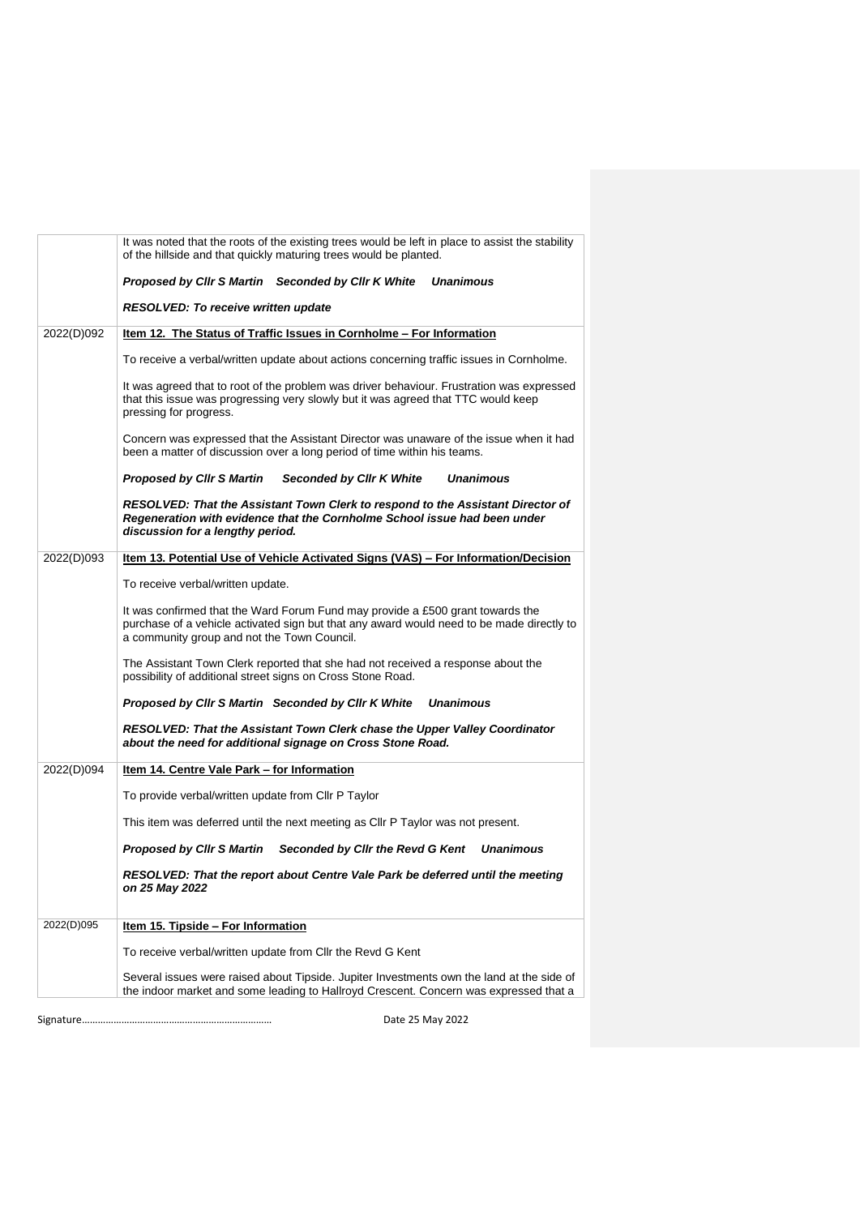| | |
|---|---|
| | It was noted that the roots of the existing trees would be left in place to assist the stability of the hillside and that quickly maturing trees would be planted.<br><br>***Proposed by Cllr S Martin Seconded by Cllr K White Unanimous***<br><br>***RESOLVED: To receive written update*** |
| 2022(D)092 | **Item 12. The Status of Traffic Issues in Cornholme – For Information**<br><br>To receive a verbal/written update about actions concerning traffic issues in Cornholme.<br><br>It was agreed that to root of the problem was driver behaviour. Frustration was expressed that this issue was progressing very slowly but it was agreed that TTC would keep pressing for progress.<br><br>Concern was expressed that the Assistant Director was unaware of the issue when it had been a matter of discussion over a long period of time within his teams.<br><br>***Proposed by Cllr S Martin Seconded by Cllr K White Unanimous***<br><br>***RESOLVED: That the Assistant Town Clerk to respond to the Assistant Director of Regeneration with evidence that the Cornholme School issue had been under discussion for a lengthy period.*** |
| 2022(D)093 | **Item 13. Potential Use of Vehicle Activated Signs (VAS) – For Information/Decision**<br><br>To receive verbal/written update.<br><br>It was confirmed that the Ward Forum Fund may provide a £500 grant towards the purchase of a vehicle activated sign but that any award would need to be made directly to a community group and not the Town Council.<br><br>The Assistant Town Clerk reported that she had not received a response about the possibility of additional street signs on Cross Stone Road.<br><br>***Proposed by Cllr S Martin Seconded by Cllr K White Unanimous***<br><br>***RESOLVED: That the Assistant Town Clerk chase the Upper Valley Coordinator about the need for additional signage on Cross Stone Road.*** |
| 2022(D)094 | **Item 14. Centre Vale Park – for Information**<br><br>To provide verbal/written update from Cllr P Taylor<br><br>This item was deferred until the next meeting as Cllr P Taylor was not present.<br><br>***Proposed by Cllr S Martin Seconded by Cllr the Revd G Kent Unanimous***<br><br>***RESOLVED: That the report about Centre Vale Park be deferred until the meeting on 25 May 2022*** |
| 2022(D)095 | **Item 15. Tipside – For Information**<br><br>To receive verbal/written update from Cllr the Revd G Kent<br><br>Several issues were raised about Tipside. Jupiter Investments own the land at the side of the indoor market and some leading to Hallroyd Crescent. Concern was expressed that a |

Signature…………………………………………………………… Date 25 May 2022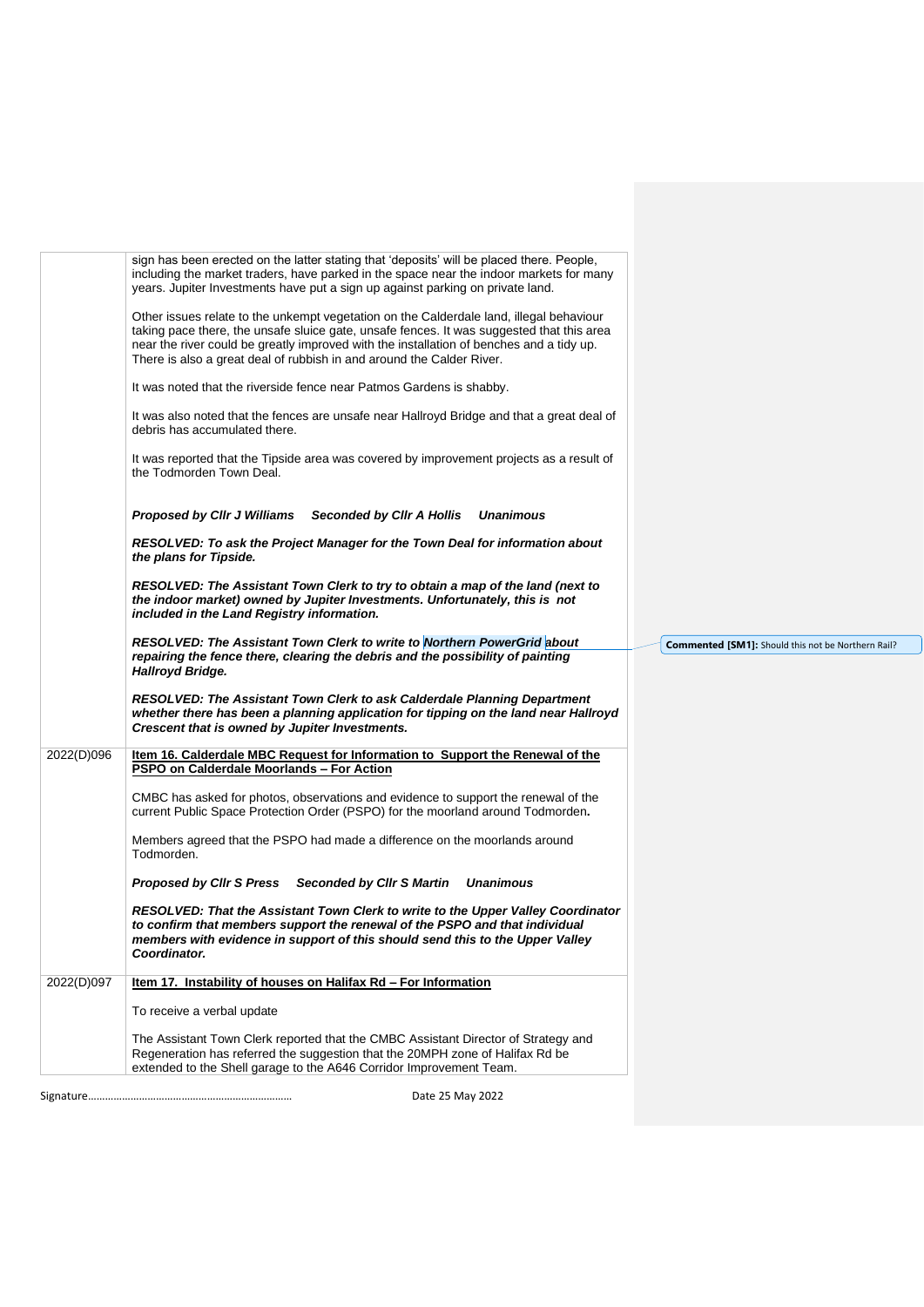| | |
|---|---|
| | sign has been erected on the latter stating that 'deposits' will be placed there. People, including the market traders, have parked in the space near the indoor markets for many years. Jupiter Investments have put a sign up against parking on private land.<br><br>Other issues relate to the unkempt vegetation on the Calderdale land, illegal behaviour taking pace there, the unsafe sluice gate, unsafe fences. It was suggested that this area near the river could be greatly improved with the installation of benches and a tidy up. There is also a great deal of rubbish in and around the Calder River.<br><br>It was noted that the riverside fence near Patmos Gardens is shabby.<br><br>It was also noted that the fences are unsafe near Hallroyd Bridge and that a great deal of debris has accumulated there.<br><br>It was reported that the Tipside area was covered by improvement projects as a result of the Todmorden Town Deal.<br><br>***Proposed by Cllr J Williams Seconded by Cllr A Hollis Unanimous***<br><br>***RESOLVED: To ask the Project Manager for the Town Deal for information about the plans for Tipside.***<br><br>***RESOLVED: The Assistant Town Clerk to try to obtain a map of the land (next to the indoor market) owned by Jupiter Investments. Unfortunately, this is not included in the Land Registry information.***<br><br>***RESOLVED: The Assistant Town Clerk to write to Northern PowerGrid about repairing the fence there, clearing the debris and the possibility of painting Hallroyd Bridge.***<br><br>***RESOLVED: The Assistant Town Clerk to ask Calderdale Planning Department whether there has been a planning application for tipping on the land near Hallroyd Crescent that is owned by Jupiter Investments.*** |
| 2022(D)096 | **<u>Item 16. Calderdale MBC Request for Information to Support the Renewal of the PSPO on Calderdale Moorlands – For Action</u>**<br><br>CMBC has asked for photos, observations and evidence to support the renewal of the current Public Space Protection Order (PSPO) for the moorland around Todmorden.<br><br>Members agreed that the PSPO had made a difference on the moorlands around Todmorden.<br><br>***Proposed by Cllr S Press Seconded by Cllr S Martin Unanimous***<br><br>***RESOLVED: That the Assistant Town Clerk to write to the Upper Valley Coordinator to confirm that members support the renewal of the PSPO and that individual members with evidence in support of this should send this to the Upper Valley Coordinator.*** |
| 2022(D)097 | **<u>Item 17. Instability of houses on Halifax Rd – For Information</u>**<br><br>To receive a verbal update<br><br>The Assistant Town Clerk reported that the CMBC Assistant Director of Strategy and Regeneration has referred the suggestion that the 20MPH zone of Halifax Rd be extended to the Shell garage to the A646 Corridor Improvement Team. |

**Commented [SM1]:** Should this not be Northern Rail?

Signature………………………………………………………………  Date 25 May 2022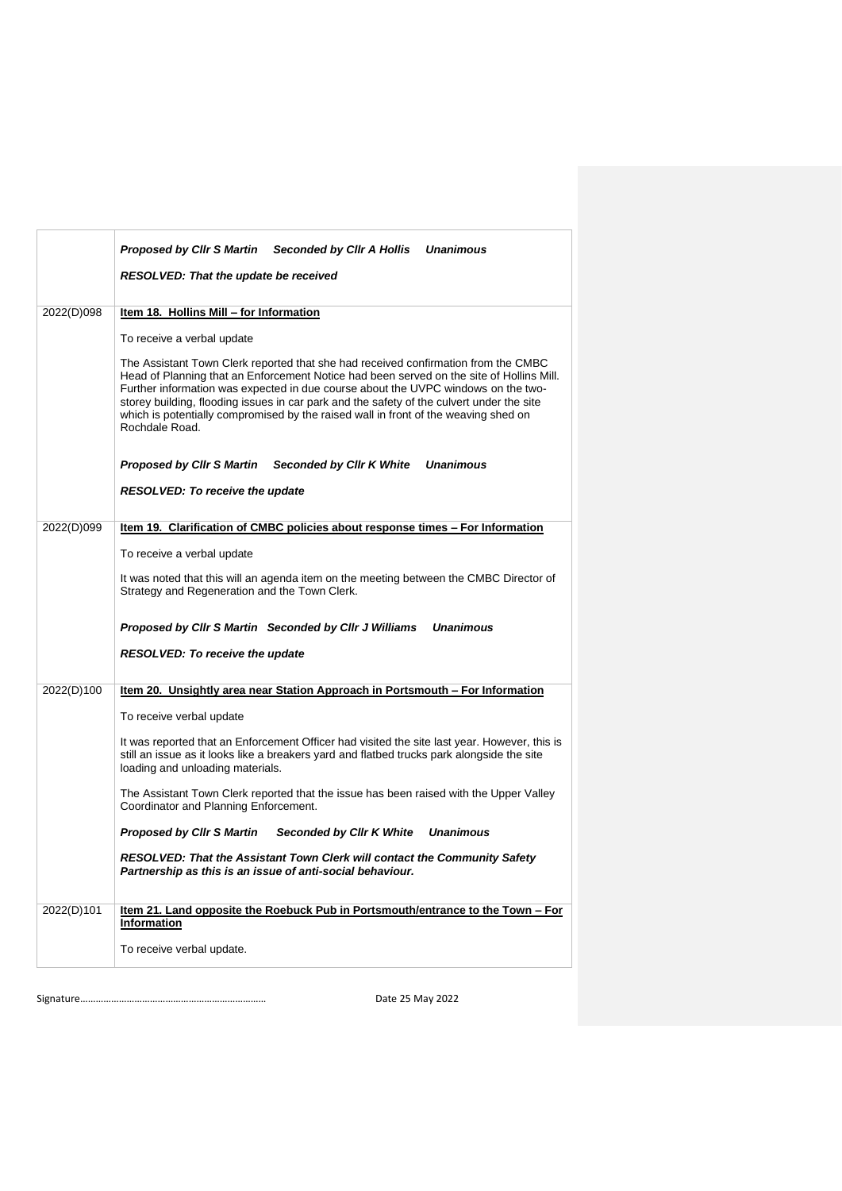| | |
|---|---|
| | ***Proposed by Cllr S Martin Seconded by Cllr A Hollis Unanimous*** <br><br> ***RESOLVED: That the update be received*** |
| 2022(D)098 | **Item 18. Hollins Mill – for Information** <br><br> To receive a verbal update <br><br> The Assistant Town Clerk reported that she had received confirmation from the CMBC Head of Planning that an Enforcement Notice had been served on the site of Hollins Mill. Further information was expected in due course about the UVPC windows on the two-storey building, flooding issues in car park and the safety of the culvert under the site which is potentially compromised by the raised wall in front of the weaving shed on Rochdale Road. <br><br> ***Proposed by Cllr S Martin Seconded by Cllr K White Unanimous*** <br><br> ***RESOLVED: To receive the update*** |
| 2022(D)099 | **Item 19. Clarification of CMBC policies about response times – For Information** <br><br> To receive a verbal update <br><br> It was noted that this will an agenda item on the meeting between the CMBC Director of Strategy and Regeneration and the Town Clerk. <br><br> ***Proposed by Cllr S Martin Seconded by Cllr J Williams Unanimous*** <br><br> ***RESOLVED: To receive the update*** |
| 2022(D)100 | **Item 20. Unsightly area near Station Approach in Portsmouth – For Information** <br><br> To receive verbal update <br><br> It was reported that an Enforcement Officer had visited the site last year. However, this is still an issue as it looks like a breakers yard and flatbed trucks park alongside the site loading and unloading materials. <br><br> The Assistant Town Clerk reported that the issue has been raised with the Upper Valley Coordinator and Planning Enforcement. <br><br> ***Proposed by Cllr S Martin Seconded by Cllr K White Unanimous*** <br><br> ***RESOLVED: That the Assistant Town Clerk will contact the Community Safety Partnership as this is an issue of anti-social behaviour.*** |
| 2022(D)101 | **Item 21. Land opposite the Roebuck Pub in Portsmouth/entrance to the Town – For Information** <br><br> To receive verbal update. |

Signature……………………………………………………………… Date 25 May 2022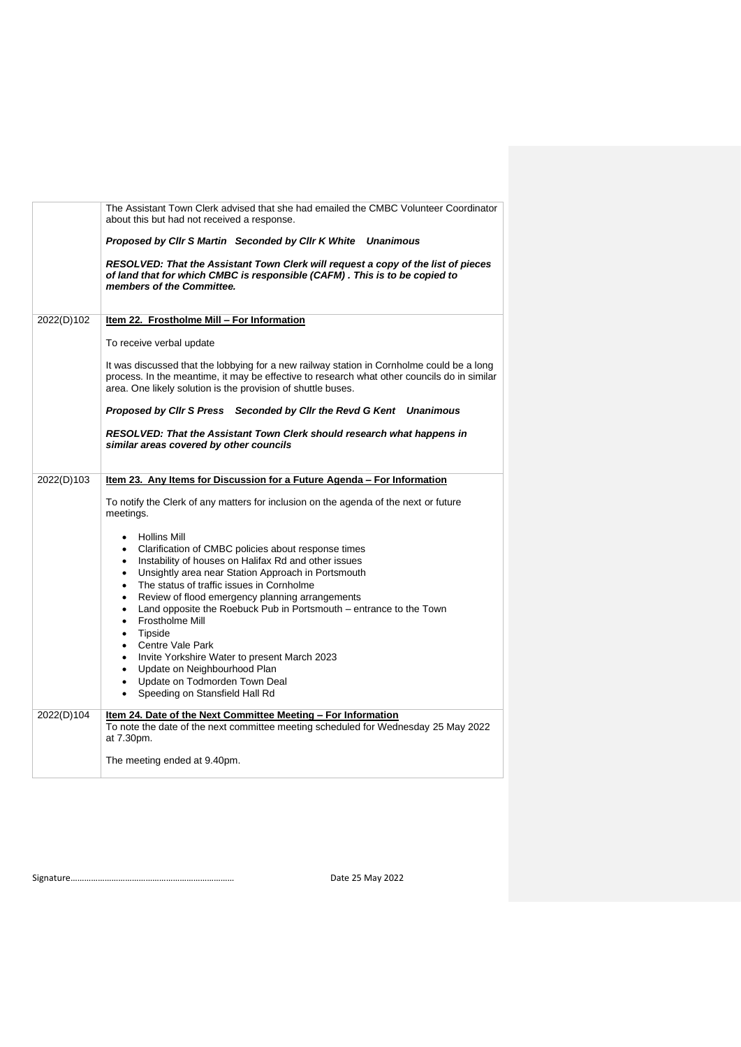| | |
|---|---|
| | The Assistant Town Clerk advised that she had emailed the CMBC Volunteer Coordinator about this but had not received a response.<br><br>***Proposed by Cllr S Martin Seconded by Cllr K White Unanimous***<br><br>***RESOLVED: That the Assistant Town Clerk will request a copy of the list of pieces of land that for which CMBC is responsible (CAFM) . This is to be copied to members of the Committee.*** |
| 2022(D)102 | **Item 22. Frostholme Mill – For Information**<br><br>To receive verbal update<br><br>It was discussed that the lobbying for a new railway station in Cornholme could be a long process. In the meantime, it may be effective to research what other councils do in similar area. One likely solution is the provision of shuttle buses.<br><br>***Proposed by Cllr S Press Seconded by Cllr the Revd G Kent Unanimous***<br><br>***RESOLVED: That the Assistant Town Clerk should research what happens in similar areas covered by other councils*** |
| 2022(D)103 | **Item 23. Any Items for Discussion for a Future Agenda – For Information**<br><br>To notify the Clerk of any matters for inclusion on the agenda of the next or future meetings.<br><br>• Hollins Mill<br>• Clarification of CMBC policies about response times<br>• Instability of houses on Halifax Rd and other issues<br>• Unsightly area near Station Approach in Portsmouth<br>• The status of traffic issues in Cornholme<br>• Review of flood emergency planning arrangements<br>• Land opposite the Roebuck Pub in Portsmouth – entrance to the Town<br>• Frostholme Mill<br>• Tipside<br>• Centre Vale Park<br>• Invite Yorkshire Water to present March 2023<br>• Update on Neighbourhood Plan<br>• Update on Todmorden Town Deal<br>• Speeding on Stansfield Hall Rd |
| 2022(D)104 | **Item 24. Date of the Next Committee Meeting – For Information**<br>To note the date of the next committee meeting scheduled for Wednesday 25 May 2022 at 7.30pm.<br><br>The meeting ended at 9.40pm. |

Signature……………………………………………………………… Date 25 May 2022